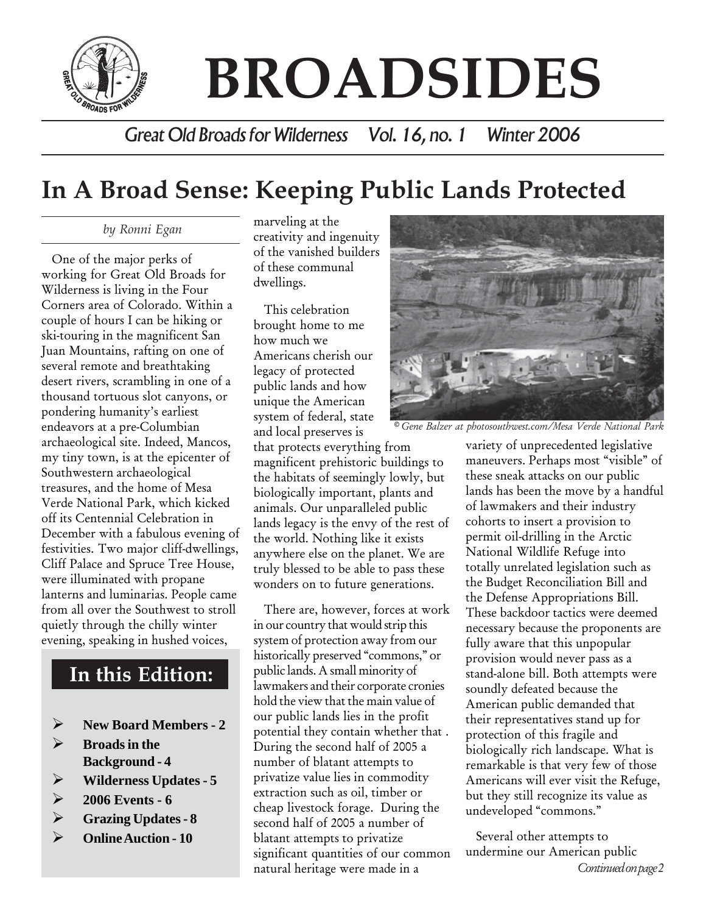# BROADSIDES

*Great Old Broads for Wilderness Vol. 16, no. 1 Winter 2006*

## In A Broad Sense: Keeping Public Lands Protected

*by Ronni Egan*

One of the major perks of working for Great Old Broads for Wilderness is living in the Four Corners area of Colorado. Within a couple of hours I can be hiking or ski-touring in the magnificent San Juan Mountains, rafting on one of several remote and breathtaking desert rivers, scrambling in one of a thousand tortuous slot canyons, or pondering humanity's earliest endeavors at a pre-Columbian archaeological site. Indeed, Mancos, my tiny town, is at the epicenter of Southwestern archaeological treasures, and the home of Mesa Verde National Park, which kicked off its Centennial Celebration in December with a fabulous evening of festivities. Two major cliff-dwellings, Cliff Palace and Spruce Tree House, were illuminated with propane lanterns and luminarias. People came from all over the Southwest to stroll quietly through the chilly winter evening, speaking in hushed voices, marveling at the creativity and ingenuity of the vanished builders of these communal dwellings.

*© Gene Balzer at photosouthwest.com/Mesa Verde National Park*

This celebration brought home to me how much we Americans cherish our legacy of protected public lands and how unique the American system of federal, state and local preserves is that protects everything from magnificent prehistoric buildings to the habitats of seemingly lowly, but biologically important, plants and animals. Our unparalleled public lands legacy is the envy of the rest of the world. Nothing like it exists anywhere else on the planet. We are truly blessed to be able to pass these wonders on to future generations.

There are, however, forces at work in our country that would strip this system of protection away from our historically preserved "commons," or public lands. A small minority of lawmakers and their corporate cronies hold the view that the main value of our public lands lies in the profit potential they contain whether that . During the second half of 2005 a number of blatant attempts to privatize value lies in commodity extraction such as oil, timber or cheap livestock forage. During the second half of 2005 a number of blatant attempts to privatize significant quantities of our common natural heritage were made in a variety of unprecedented legislative maneuvers. Perhaps most "visible" of these sneak attacks on our public lands has been the move by a handful of lawmakers and their industry cohorts to insert a provision to permit oil-drilling in the Arctic National Wildlife Refuge into totally unrelated legislation such as the Budget Reconciliation Bill and the Defense Appropriations Bill. These backdoor tactics were deemed necessary because the proponents are fully aware that this unpopular provision would never pass as a stand-alone bill. Both attempts were soundly defeated because the American public demanded that their representatives stand up for protection of this fragile and biologically rich landscape. What is remarkable is that very few of those Americans will ever visit the Refuge, but they still recognize its value as undeveloped "commons."

Several other attempts to undermine our American public

*Continued on page 2*

### In this Edition:

- **New Board Members - 2**
- **Broads in the Background - 4**
- **Wilderness Updates - 5**
- **2006 Events - 6**
- **Grazing Updates - 8**
- **Online Auction - 10**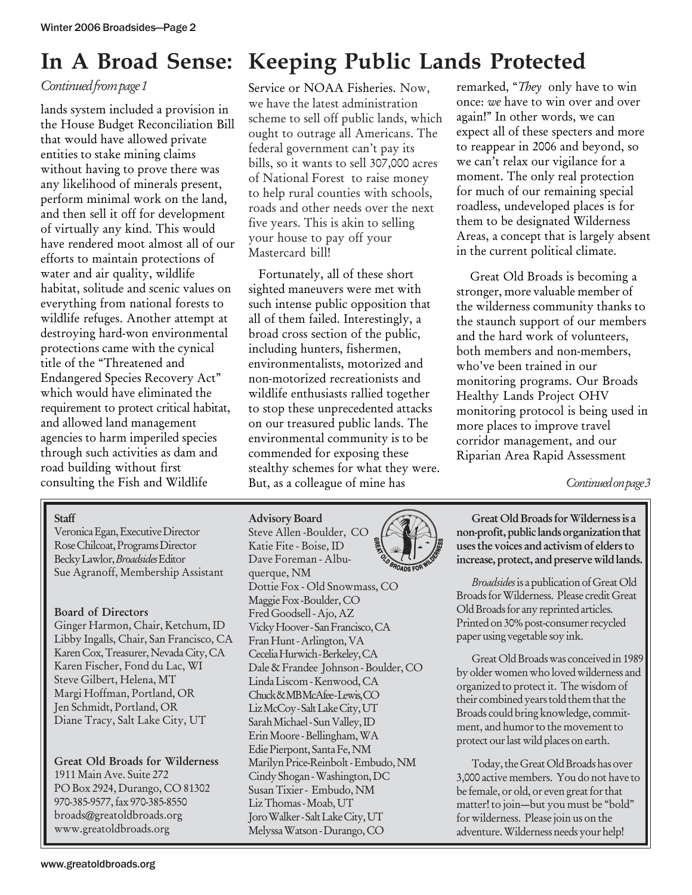# In A Broad Sense: Keeping Public Lands Protected

*Continued from page 1*

lands system included a provision in the House Budget Reconciliation Bill that would have allowed private entities to stake mining claims without having to prove there was any likelihood of minerals present, perform minimal work on the land, and then sell it off for development of virtually any kind. This would have rendered moot almost all of our efforts to maintain protections of water and air quality, wildlife habitat, solitude and scenic values on everything from national forests to wildlife refuges. Another attempt at destroying hard-won environmental protections came with the cynical title of the "Threatened and Endangered Species Recovery Act" which would have eliminated the requirement to protect critical habitat, and allowed land management agencies to harm imperiled species through such activities as dam and road building without first consulting the Fish and Wildlife Service or NOAA Fisheries. Now, we have the latest administration scheme to sell off public lands, which ought to outrage all Americans. The federal government can't pay its bills, so it wants to sell 307,000 acres of National Forest to raise money to help rural counties with schools, roads and other needs over the next five years. This is akin to selling your house to pay off your Mastercard bill!

Fortunately, all of these short sighted maneuvers were met with such intense public opposition that all of them failed. Interestingly, a broad cross section of the public, including hunters, fishermen, environmentalists, motorized and non-motorized recreationists and wildlife enthusiasts rallied together to stop these unprecedented attacks on our treasured public lands. The environmental community is to be commended for exposing these stealthy schemes for what they were. But, as a colleague of mine has remarked, "*They* only have to win once: *we* have to win over and over again!" In other words, we can expect all of these specters and more to reappear in 2006 and beyond, so we can't relax our vigilance for a moment. The only real protection for much of our remaining special roadless, undeveloped places is for them to be designated Wilderness Areas, a concept that is largely absent in the current political climate.

Great Old Broads is becoming a stronger, more valuable member of the wilderness community thanks to the staunch support of our members and the hard work of volunteers, both members and non-members, who've been trained in our monitoring programs. Our Broads Healthy Lands Project OHV monitoring protocol is being used in more places to improve travel corridor management, and our Riparian Area Rapid Assessment

*Continued on page 3*

---

**Staff**
Veronica Egan, Executive Director
Rose Chilcoat, Programs Director
Becky Lawlor, *Broadsides* Editor
Sue Agranoff, Membership Assistant

**Board of Directors**
Ginger Harmon, Chair, Ketchum, ID
Libby Ingalls, Chair, San Francisco, CA
Karen Cox, Treasurer, Nevada City, CA
Karen Fischer, Fond du Lac, WI
Steve Gilbert, Helena, MT
Margi Hoffman, Portland, OR
Jen Schmidt, Portland, OR
Diane Tracy, Salt Lake City, UT

**Great Old Broads for Wilderness**
1911 Main Ave. Suite 272
PO Box 2924, Durango, CO 81302
970-385-9577, fax 970-385-8550
broads@greatoldbroads.org
www.greatoldbroads.org

**Advisory Board**
Steve Allen - Boulder, CO
Katie Fite - Boise, ID
Dave Foreman - Albuquerque, NM
Dottie Fox - Old Snowmass, CO
Maggie Fox - Boulder, CO
Fred Goodsell - Ajo, AZ
Vicky Hoover - San Francisco, CA
Fran Hunt - Arlington, VA
Cecelia Hurwich - Berkeley, CA
Dale & Frandee Johnson - Boulder, CO
Linda Liscom - Kenwood, CA
Chuck & MB McAfee - Lewis, CO
Liz McCoy - Salt Lake City, UT
Sarah Michael - Sun Valley, ID
Erin Moore - Bellingham, WA
Edie Pierpont, Santa Fe, NM
Marilyn Price-Reinbolt - Embudo, NM
Cindy Shogan - Washington, DC
Susan Tixier - Embudo, NM
Liz Thomas - Moab, UT
Joro Walker - Salt Lake City, UT
Melyssa Watson - Durango, CO

**Great Old Broads for Wilderness is a non-profit, public lands organization that uses the voices and activism of elders to increase, protect, and preserve wild lands.**

*Broadsides* is a publication of Great Old Broads for Wilderness. Please credit Great Old Broads for any reprinted articles. Printed on 30% post-consumer recycled paper using vegetable soy ink.

Great Old Broads was conceived in 1989 by older women who loved wilderness and organized to protect it. The wisdom of their combined years told them that the Broads could bring knowledge, commitment, and humor to the movement to protect our last wild places on earth.

Today, the Great Old Broads has over 3,000 active members. You do not have to be female, or old, or even great for that matter! to join—but you must be "bold" for wilderness. Please join us on the adventure. Wilderness needs your help!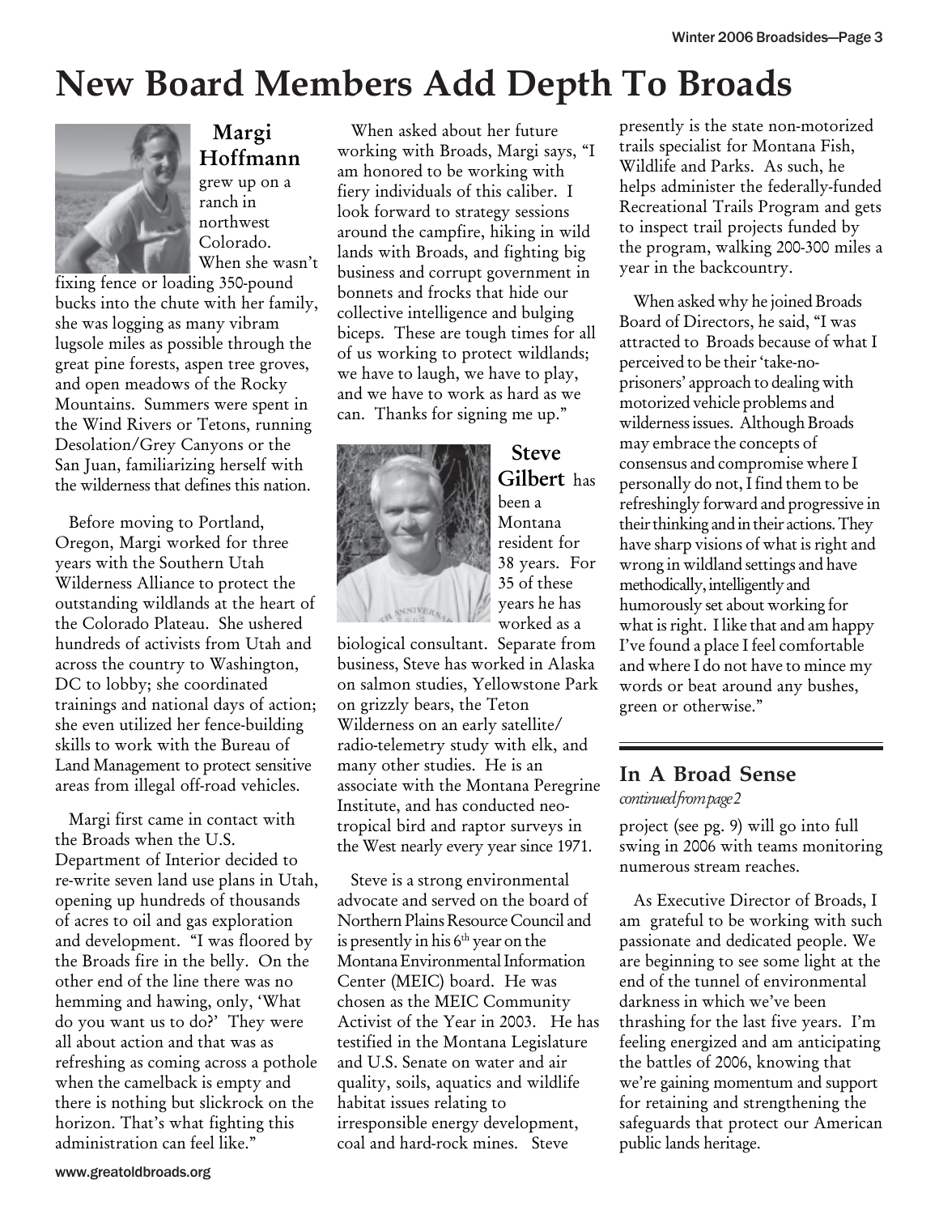# New Board Members Add Depth To Broads

**Margi Hoffmann** grew up on a ranch in northwest Colorado. When she wasn't fixing fence or loading 350-pound bucks into the chute with her family, she was logging as many vibram lugsole miles as possible through the great pine forests, aspen tree groves, and open meadows of the Rocky Mountains. Summers were spent in the Wind Rivers or Tetons, running Desolation/Grey Canyons or the San Juan, familiarizing herself with the wilderness that defines this nation.

Before moving to Portland, Oregon, Margi worked for three years with the Southern Utah Wilderness Alliance to protect the outstanding wildlands at the heart of the Colorado Plateau. She ushered hundreds of activists from Utah and across the country to Washington, DC to lobby; she coordinated trainings and national days of action; she even utilized her fence-building skills to work with the Bureau of Land Management to protect sensitive areas from illegal off-road vehicles.

Margi first came in contact with the Broads when the U.S. Department of Interior decided to re-write seven land use plans in Utah, opening up hundreds of thousands of acres to oil and gas exploration and development. "I was floored by the Broads fire in the belly. On the other end of the line there was no hemming and hawing, only, 'What do you want us to do?' They were all about action and that was as refreshing as coming across a pothole when the camelback is empty and there is nothing but slickrock on the horizon. That's what fighting this administration can feel like."

When asked about her future working with Broads, Margi says, "I am honored to be working with fiery individuals of this caliber. I look forward to strategy sessions around the campfire, hiking in wild lands with Broads, and fighting big business and corrupt government in bonnets and frocks that hide our collective intelligence and bulging biceps. These are tough times for all of us working to protect wildlands; we have to laugh, we have to play, and we have to work as hard as we can. Thanks for signing me up."

**Steve Gilbert** has been a Montana resident for 38 years. For 35 of these years he has worked as a biological consultant. Separate from business, Steve has worked in Alaska on salmon studies, Yellowstone Park on grizzly bears, the Teton Wilderness on an early satellite/radio-telemetry study with elk, and many other studies. He is an associate with the Montana Peregrine Institute, and has conducted neo-tropical bird and raptor surveys in the West nearly every year since 1971.

Steve is a strong environmental advocate and served on the board of Northern Plains Resource Council and is presently in his 6th year on the Montana Environmental Information Center (MEIC) board. He was chosen as the MEIC Community Activist of the Year in 2003. He has testified in the Montana Legislature and U.S. Senate on water and air quality, soils, aquatics and wildlife habitat issues relating to irresponsible energy development, coal and hard-rock mines. Steve presently is the state non-motorized trails specialist for Montana Fish, Wildlife and Parks. As such, he helps administer the federally-funded Recreational Trails Program and gets to inspect trail projects funded by the program, walking 200-300 miles a year in the backcountry.

When asked why he joined Broads Board of Directors, he said, "I was attracted to Broads because of what I perceived to be their 'take-no-prisoners' approach to dealing with motorized vehicle problems and wilderness issues. Although Broads may embrace the concepts of consensus and compromise where I personally do not, I find them to be refreshingly forward and progressive in their thinking and in their actions. They have sharp visions of what is right and wrong in wildland settings and have methodically, intelligently and humorously set about working for what is right. I like that and am happy I've found a place I feel comfortable and where I do not have to mince my words or beat around any bushes, green or otherwise."

---

## In A Broad Sense

*continued from page 2*

project (see pg. 9) will go into full swing in 2006 with teams monitoring numerous stream reaches.

As Executive Director of Broads, I am grateful to be working with such passionate and dedicated people. We are beginning to see some light at the end of the tunnel of environmental darkness in which we've been thrashing for the last five years. I'm feeling energized and am anticipating the battles of 2006, knowing that we're gaining momentum and support for retaining and strengthening the safeguards that protect our American public lands heritage.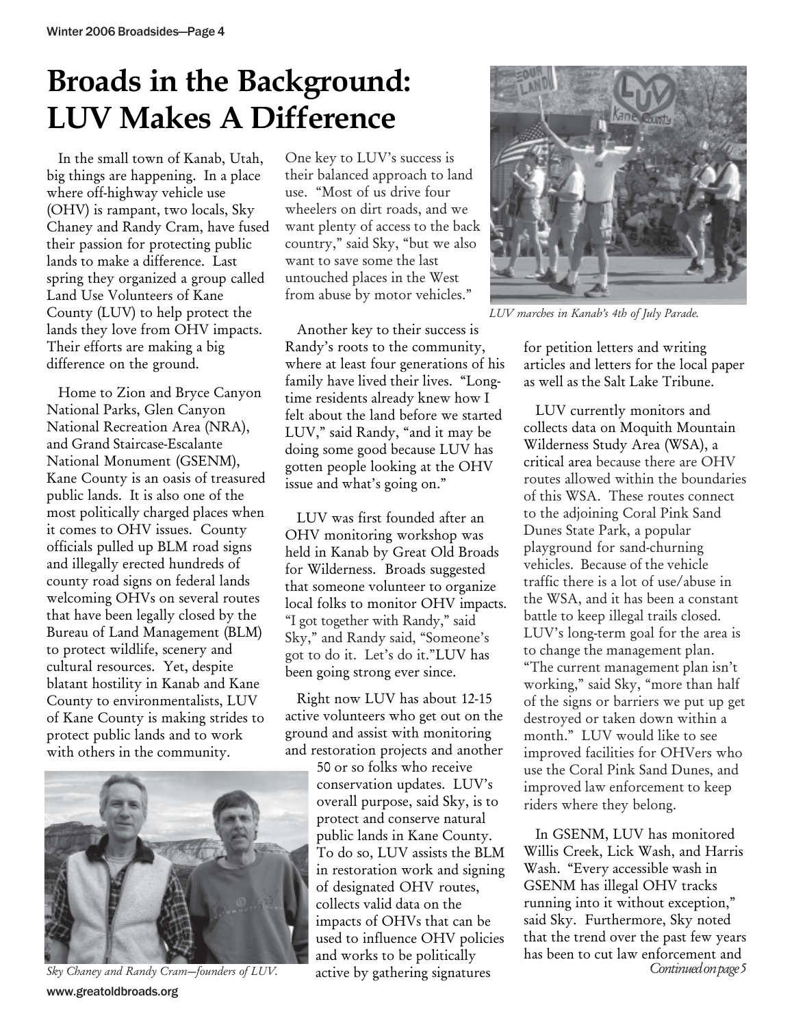# Broads in the Background: LUV Makes A Difference

In the small town of Kanab, Utah, big things are happening. In a place where off-highway vehicle use (OHV) is rampant, two locals, Sky Chaney and Randy Cram, have fused their passion for protecting public lands to make a difference. Last spring they organized a group called Land Use Volunteers of Kane County (LUV) to help protect the lands they love from OHV impacts. Their efforts are making a big difference on the ground.

Home to Zion and Bryce Canyon National Parks, Glen Canyon National Recreation Area (NRA), and Grand Staircase-Escalante National Monument (GSENM), Kane County is an oasis of treasured public lands. It is also one of the most politically charged places when it comes to OHV issues. County officials pulled up BLM road signs and illegally erected hundreds of county road signs on federal lands welcoming OHVs on several routes that have been legally closed by the Bureau of Land Management (BLM) to protect wildlife, scenery and cultural resources. Yet, despite blatant hostility in Kanab and Kane County to environmentalists, LUV of Kane County is making strides to protect public lands and to work with others in the community.

*Sky Chaney and Randy Cram—founders of LUV.*

One key to LUV's success is their balanced approach to land use. "Most of us drive four wheelers on dirt roads, and we want plenty of access to the back country," said Sky, "but we also want to save some the last untouched places in the West from abuse by motor vehicles."

Another key to their success is Randy's roots to the community, where at least four generations of his family have lived their lives. "Long-time residents already knew how I felt about the land before we started LUV," said Randy, "and it may be doing some good because LUV has gotten people looking at the OHV issue and what's going on."

LUV was first founded after an OHV monitoring workshop was held in Kanab by Great Old Broads for Wilderness. Broads suggested that someone volunteer to organize local folks to monitor OHV impacts. "I got together with Randy," said Sky," and Randy said, "Someone's got to do it. Let's do it."LUV has been going strong ever since.

Right now LUV has about 12-15 active volunteers who get out on the ground and assist with monitoring and restoration projects and another 50 or so folks who receive conservation updates. LUV's overall purpose, said Sky, is to protect and conserve natural public lands in Kane County. To do so, LUV assists the BLM in restoration work and signing of designated OHV routes, collects valid data on the impacts of OHVs that can be used to influence OHV policies and works to be politically active by gathering signatures for petition letters and writing articles and letters for the local paper as well as the Salt Lake Tribune.

*LUV marches in Kanab's 4th of July Parade.*

LUV currently monitors and collects data on Moquith Mountain Wilderness Study Area (WSA), a critical area because there are OHV routes allowed within the boundaries of this WSA. These routes connect to the adjoining Coral Pink Sand Dunes State Park, a popular playground for sand-churning vehicles. Because of the vehicle traffic there is a lot of use/abuse in the WSA, and it has been a constant battle to keep illegal trails closed. LUV's long-term goal for the area is to change the management plan. "The current management plan isn't working," said Sky, "more than half of the signs or barriers we put up get destroyed or taken down within a month." LUV would like to see improved facilities for OHVers who use the Coral Pink Sand Dunes, and improved law enforcement to keep riders where they belong.

In GSENM, LUV has monitored Willis Creek, Lick Wash, and Harris Wash. "Every accessible wash in GSENM has illegal OHV tracks running into it without exception," said Sky. Furthermore, Sky noted that the trend over the past few years has been to cut law enforcement and

*Continued on page 5*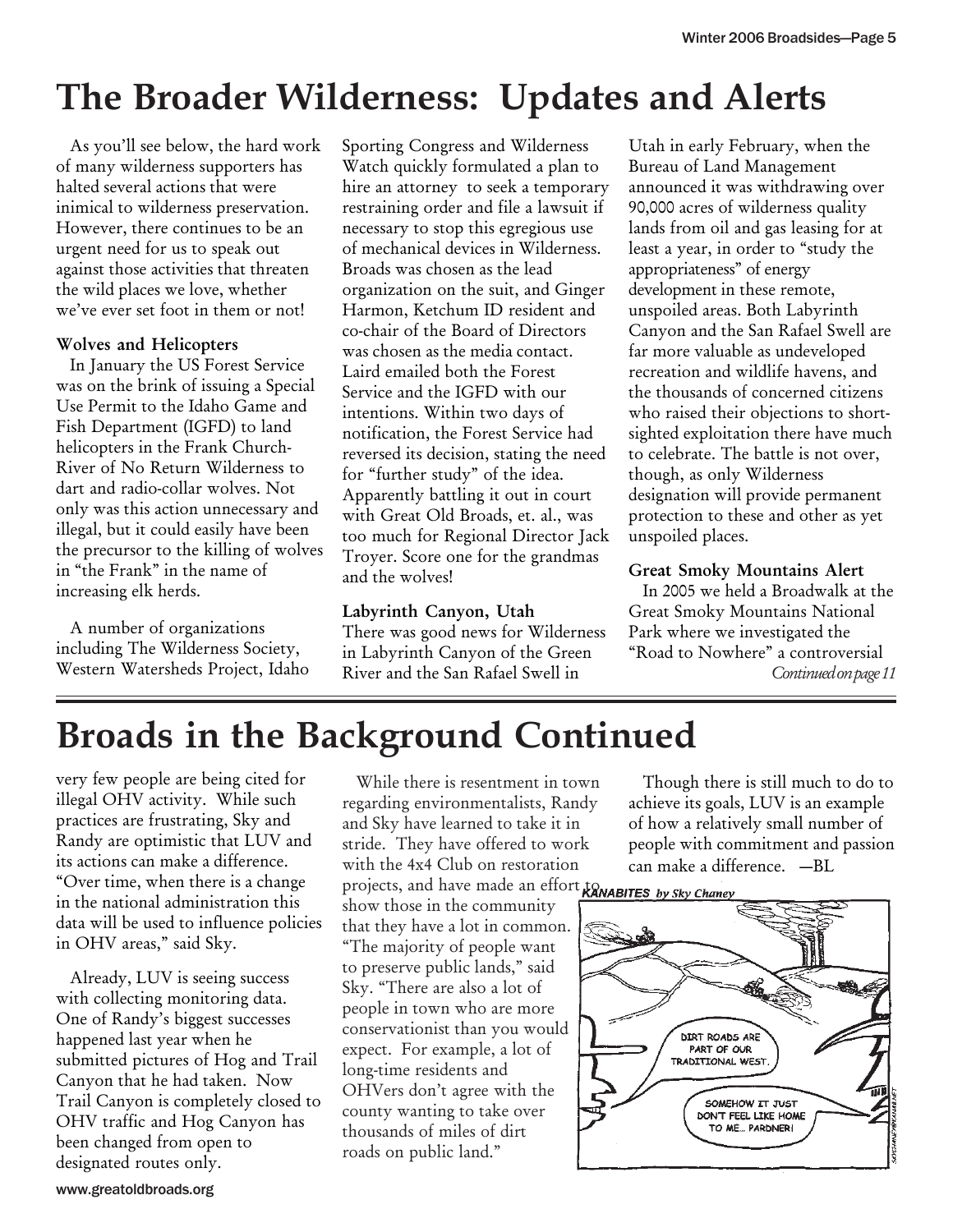# The Broader Wilderness: Updates and Alerts

As you'll see below, the hard work of many wilderness supporters has halted several actions that were inimical to wilderness preservation. However, there continues to be an urgent need for us to speak out against those activities that threaten the wild places we love, whether we've ever set foot in them or not!

**Wolves and Helicopters**

In January the US Forest Service was on the brink of issuing a Special Use Permit to the Idaho Game and Fish Department (IGFD) to land helicopters in the Frank Church-River of No Return Wilderness to dart and radio-collar wolves. Not only was this action unnecessary and illegal, but it could easily have been the precursor to the killing of wolves in "the Frank" in the name of increasing elk herds.

A number of organizations including The Wilderness Society, Western Watersheds Project, Idaho Sporting Congress and Wilderness Watch quickly formulated a plan to hire an attorney to seek a temporary restraining order and file a lawsuit if necessary to stop this egregious use of mechanical devices in Wilderness. Broads was chosen as the lead organization on the suit, and Ginger Harmon, Ketchum ID resident and co-chair of the Board of Directors was chosen as the media contact. Laird emailed both the Forest Service and the IGFD with our intentions. Within two days of notification, the Forest Service had reversed its decision, stating the need for "further study" of the idea. Apparently battling it out in court with Great Old Broads, et. al., was too much for Regional Director Jack Troyer. Score one for the grandmas and the wolves!

**Labyrinth Canyon, Utah**

There was good news for Wilderness in Labyrinth Canyon of the Green River and the San Rafael Swell in Utah in early February, when the Bureau of Land Management announced it was withdrawing over 90,000 acres of wilderness quality lands from oil and gas leasing for at least a year, in order to "study the appropriateness" of energy development in these remote, unspoiled areas. Both Labyrinth Canyon and the San Rafael Swell are far more valuable as undeveloped recreation and wildlife havens, and the thousands of concerned citizens who raised their objections to short-sighted exploitation there have much to celebrate. The battle is not over, though, as only Wilderness designation will provide permanent protection to these and other as yet unspoiled places.

**Great Smoky Mountains Alert**

In 2005 we held a Broadwalk at the Great Smoky Mountains National Park where we investigated the "Road to Nowhere" a controversial

*Continued on page 11*

# Broads in the Background Continued

very few people are being cited for illegal OHV activity. While such practices are frustrating, Sky and Randy are optimistic that LUV and its actions can make a difference. "Over time, when there is a change in the national administration this data will be used to influence policies in OHV areas," said Sky.

Already, LUV is seeing success with collecting monitoring data. One of Randy's biggest successes happened last year when he submitted pictures of Hog and Trail Canyon that he had taken. Now Trail Canyon is completely closed to OHV traffic and Hog Canyon has been changed from open to designated routes only.

While there is resentment in town regarding environmentalists, Randy and Sky have learned to take it in stride. They have offered to work with the 4x4 Club on restoration projects, and have made an effort to show those in the community that they have a lot in common. "The majority of people want to preserve public lands," said Sky. "There are also a lot of people in town who are more conservationist than you would expect. For example, a lot of long-time residents and OHVers don't agree with the county wanting to take over thousands of miles of dirt roads on public land."

Though there is still much to do to achieve its goals, LUV is an example of how a relatively small number of people with commitment and passion can make a difference. —BL

KANABITES by Sky Chaney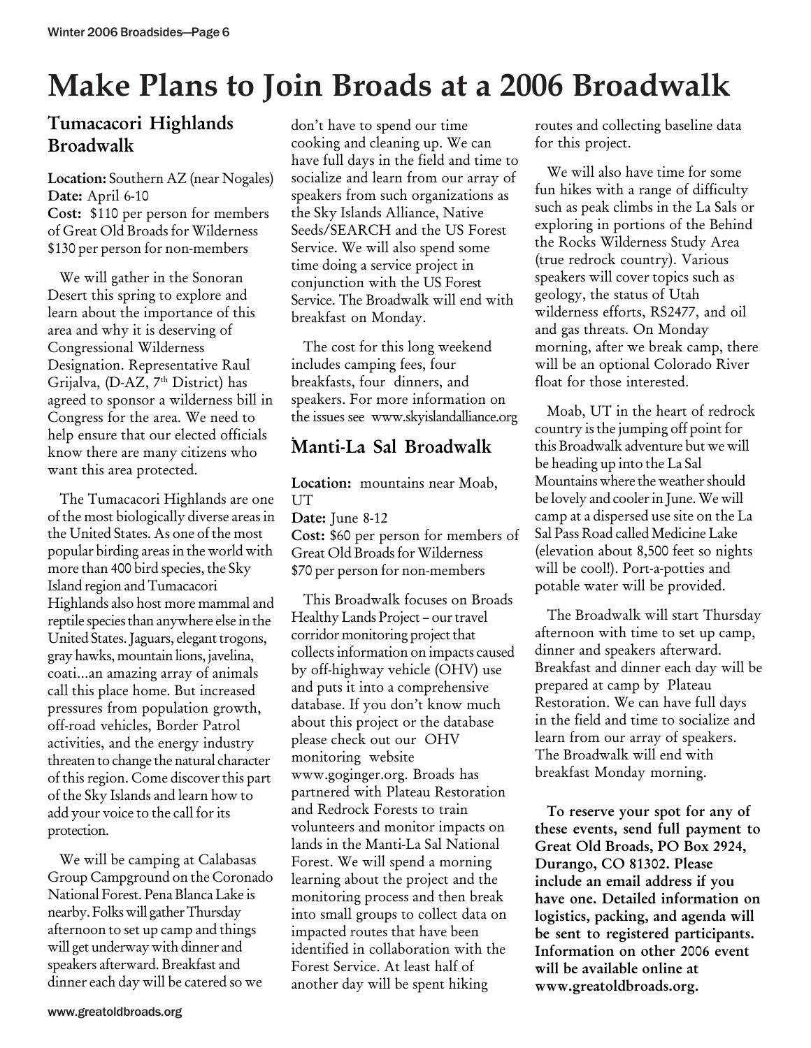# Make Plans to Join Broads at a 2006 Broadwalk

## Tumacacori Highlands Broadwalk

**Location:** Southern AZ (near Nogales)
**Date:** April 6-10
**Cost:** $110 per person for members of Great Old Broads for Wilderness $130 per person for non-members

We will gather in the Sonoran Desert this spring to explore and learn about the importance of this area and why it is deserving of Congressional Wilderness Designation. Representative Raul Grijalva, (D-AZ, 7th District) has agreed to sponsor a wilderness bill in Congress for the area. We need to help ensure that our elected officials know there are many citizens who want this area protected.

The Tumacacori Highlands are one of the most biologically diverse areas in the United States. As one of the most popular birding areas in the world with more than 400 bird species, the Sky Island region and Tumacacori Highlands also host more mammal and reptile species than anywhere else in the United States. Jaguars, elegant trogons, gray hawks, mountain lions, javelina, coati...an amazing array of animals call this place home. But increased pressures from population growth, off-road vehicles, Border Patrol activities, and the energy industry threaten to change the natural character of this region. Come discover this part of the Sky Islands and learn how to add your voice to the call for its protection.

We will be camping at Calabasas Group Campground on the Coronado National Forest. Pena Blanca Lake is nearby. Folks will gather Thursday afternoon to set up camp and things will get underway with dinner and speakers afterward. Breakfast and dinner each day will be catered so we don't have to spend our time cooking and cleaning up. We can have full days in the field and time to socialize and learn from our array of speakers from such organizations as the Sky Islands Alliance, Native Seeds/SEARCH and the US Forest Service. We will also spend some time doing a service project in conjunction with the US Forest Service. The Broadwalk will end with breakfast on Monday.

The cost for this long weekend includes camping fees, four breakfasts, four dinners, and speakers. For more information on the issues see www.skyislandalliance.org

## Manti-La Sal Broadwalk

**Location:** mountains near Moab, UT
**Date:** June 8-12
**Cost:** $60 per person for members of Great Old Broads for Wilderness $70 per person for non-members

This Broadwalk focuses on Broads Healthy Lands Project – our travel corridor monitoring project that collects information on impacts caused by off-highway vehicle (OHV) use and puts it into a comprehensive database. If you don't know much about this project or the database please check out our OHV monitoring website www.goginger.org. Broads has partnered with Plateau Restoration and Redrock Forests to train volunteers and monitor impacts on lands in the Manti-La Sal National Forest. We will spend a morning learning about the project and the monitoring process and then break into small groups to collect data on impacted routes that have been identified in collaboration with the Forest Service. At least half of another day will be spent hiking routes and collecting baseline data for this project.

We will also have time for some fun hikes with a range of difficulty such as peak climbs in the La Sals or exploring in portions of the Behind the Rocks Wilderness Study Area (true redrock country). Various speakers will cover topics such as geology, the status of Utah wilderness efforts, RS2477, and oil and gas threats. On Monday morning, after we break camp, there will be an optional Colorado River float for those interested.

Moab, UT in the heart of redrock country is the jumping off point for this Broadwalk adventure but we will be heading up into the La Sal Mountains where the weather should be lovely and cooler in June. We will camp at a dispersed use site on the La Sal Pass Road called Medicine Lake (elevation about 8,500 feet so nights will be cool!). Port-a-potties and potable water will be provided.

The Broadwalk will start Thursday afternoon with time to set up camp, dinner and speakers afterward. Breakfast and dinner each day will be prepared at camp by Plateau Restoration. We can have full days in the field and time to socialize and learn from our array of speakers. The Broadwalk will end with breakfast Monday morning.

**To reserve your spot for any of these events, send full payment to Great Old Broads, PO Box 2924, Durango, CO 81302. Please include an email address if you have one. Detailed information on logistics, packing, and agenda will be sent to registered participants. Information on other 2006 event will be available online at www.greatoldbroads.org.**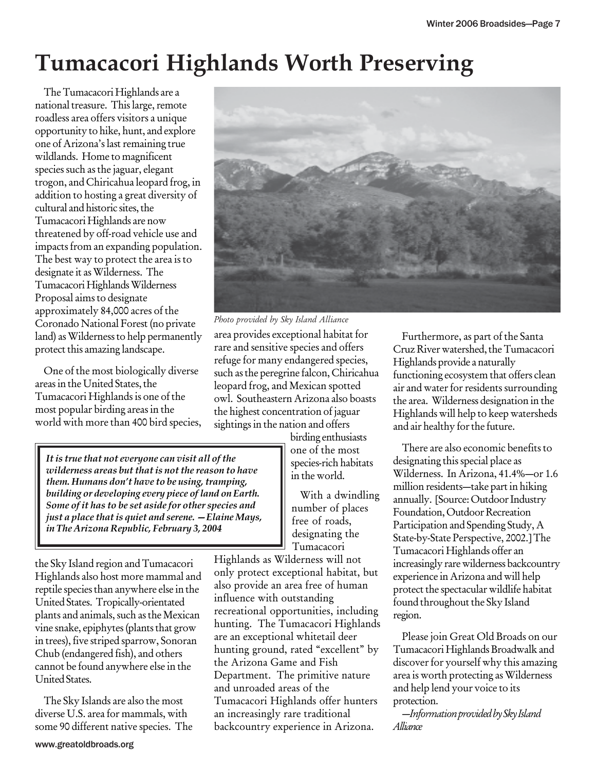# Tumacacori Highlands Worth Preserving

The Tumacacori Highlands are a national treasure. This large, remote roadless area offers visitors a unique opportunity to hike, hunt, and explore one of Arizona's last remaining true wildlands. Home to magnificent species such as the jaguar, elegant trogon, and Chiricahua leopard frog, in addition to hosting a great diversity of cultural and historic sites, the Tumacacori Highlands are now threatened by off-road vehicle use and impacts from an expanding population. The best way to protect the area is to designate it as Wilderness. The Tumacacori Highlands Wilderness Proposal aims to designate approximately 84,000 acres of the Coronado National Forest (no private land) as Wilderness to help permanently protect this amazing landscape.

*Photo provided by Sky Island Alliance*

One of the most biologically diverse areas in the United States, the Tumacacori Highlands is one of the most popular birding areas in the world with more than 400 bird species, the Sky Island region and Tumacacori Highlands also host more mammal and reptile species than anywhere else in the United States. Tropically-orientated plants and animals, such as the Mexican vine snake, epiphytes (plants that grow in trees), five striped sparrow, Sonoran Chub (endangered fish), and others cannot be found anywhere else in the United States.

> ***It is true that not everyone can visit all of the wilderness areas but that is not the reason to have them. Humans don't have to be using, tramping, building or developing every piece of land on Earth. Some of it has to be set aside for other species and just a place that is quiet and serene. —Elaine Mays, in The Arizona Republic, February 3, 2004***

The Sky Islands are also the most diverse U.S. area for mammals, with some 90 different native species. The area provides exceptional habitat for rare and sensitive species and offers refuge for many endangered species, such as the peregrine falcon, Chiricahua leopard frog, and Mexican spotted owl. Southeastern Arizona also boasts the highest concentration of jaguar sightings in the nation and offers birding enthusiasts one of the most species-rich habitats in the world.

With a dwindling number of places free of roads, designating the Tumacacori Highlands as Wilderness will not only protect exceptional habitat, but also provide an area free of human influence with outstanding recreational opportunities, including hunting. The Tumacacori Highlands are an exceptional whitetail deer hunting ground, rated "excellent" by the Arizona Game and Fish Department. The primitive nature and unroaded areas of the Tumacacori Highlands offer hunters an increasingly rare traditional backcountry experience in Arizona.

Furthermore, as part of the Santa Cruz River watershed, the Tumacacori Highlands provide a naturally functioning ecosystem that offers clean air and water for residents surrounding the area. Wilderness designation in the Highlands will help to keep watersheds and air healthy for the future.

There are also economic benefits to designating this special place as Wilderness. In Arizona, 41.4%—or 1.6 million residents—take part in hiking annually. [Source: Outdoor Industry Foundation, Outdoor Recreation Participation and Spending Study, A State-by-State Perspective, 2002.] The Tumacacori Highlands offer an increasingly rare wilderness backcountry experience in Arizona and will help protect the spectacular wildlife habitat found throughout the Sky Island region.

Please join Great Old Broads on our Tumacacori Highlands Broadwalk and discover for yourself why this amazing area is worth protecting as Wilderness and help lend your voice to its protection.

*—Information provided by Sky Island Alliance*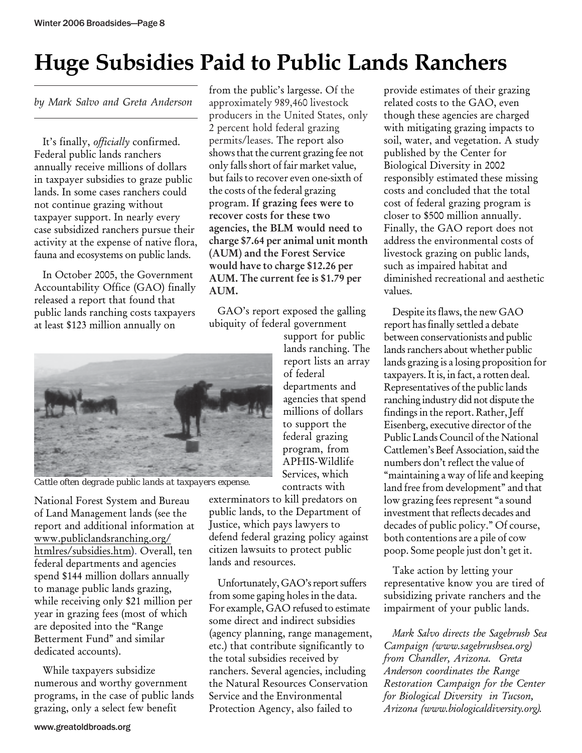# Huge Subsidies Paid to Public Lands Ranchers

*by Mark Salvo and Greta Anderson*

It's finally, *officially* confirmed. Federal public lands ranchers annually receive millions of dollars in taxpayer subsidies to graze public lands. In some cases ranchers could not continue grazing without taxpayer support. In nearly every case subsidized ranchers pursue their activity at the expense of native flora, fauna and ecosystems on public lands.

In October 2005, the Government Accountability Office (GAO) finally released a report that found that public lands ranching costs taxpayers at least $123 million annually on National Forest System and Bureau of Land Management lands (see the report and additional information at www.publiclandsranching.org/htmlres/subsidies.htm). Overall, ten federal departments and agencies spend $144 million dollars annually to manage public lands grazing, while receiving only $21 million per year in grazing fees (most of which are deposited into the "Range Betterment Fund" and similar dedicated accounts).

Cattle often degrade public lands at taxpayers expense.

While taxpayers subsidize numerous and worthy government programs, in the case of public lands grazing, only a select few benefit from the public's largesse. Of the approximately 989,460 livestock producers in the United States, only 2 percent hold federal grazing permits/leases. The report also shows that the current grazing fee not only falls short of fair market value, but fails to recover even one-sixth of the costs of the federal grazing program. **If grazing fees were to recover costs for these two agencies, the BLM would need to charge $7.64 per animal unit month (AUM) and the Forest Service would have to charge $12.26 per AUM. The current fee is $1.79 per AUM.**

GAO's report exposed the galling ubiquity of federal government support for public lands ranching. The report lists an array of federal departments and agencies that spend millions of dollars to support the federal grazing program, from APHIS-Wildlife Services, which contracts with exterminators to kill predators on public lands, to the Department of Justice, which pays lawyers to defend federal grazing policy against citizen lawsuits to protect public lands and resources.

Unfortunately, GAO's report suffers from some gaping holes in the data. For example, GAO refused to estimate some direct and indirect subsidies (agency planning, range management, etc.) that contribute significantly to the total subsidies received by ranchers. Several agencies, including the Natural Resources Conservation Service and the Environmental Protection Agency, also failed to provide estimates of their grazing related costs to the GAO, even though these agencies are charged with mitigating grazing impacts to soil, water, and vegetation. A study published by the Center for Biological Diversity in 2002 responsibly estimated these missing costs and concluded that the total cost of federal grazing program is closer to $500 million annually. Finally, the GAO report does not address the environmental costs of livestock grazing on public lands, such as impaired habitat and diminished recreational and aesthetic values.

Despite its flaws, the new GAO report has finally settled a debate between conservationists and public lands ranchers about whether public lands grazing is a losing proposition for taxpayers. It is, in fact, a rotten deal. Representatives of the public lands ranching industry did not dispute the findings in the report. Rather, Jeff Eisenberg, executive director of the Public Lands Council of the National Cattlemen's Beef Association, said the numbers don't reflect the value of "maintaining a way of life and keeping land free from development" and that low grazing fees represent "a sound investment that reflects decades and decades of public policy." Of course, both contentions are a pile of cow poop. Some people just don't get it.

Take action by letting your representative know you are tired of subsidizing private ranchers and the impairment of your public lands.

*Mark Salvo directs the Sagebrush Sea Campaign (www.sagebrushsea.org) from Chandler, Arizona. Greta Anderson coordinates the Range Restoration Campaign for the Center for Biological Diversity in Tucson, Arizona (www.biologicaldiversity.org).*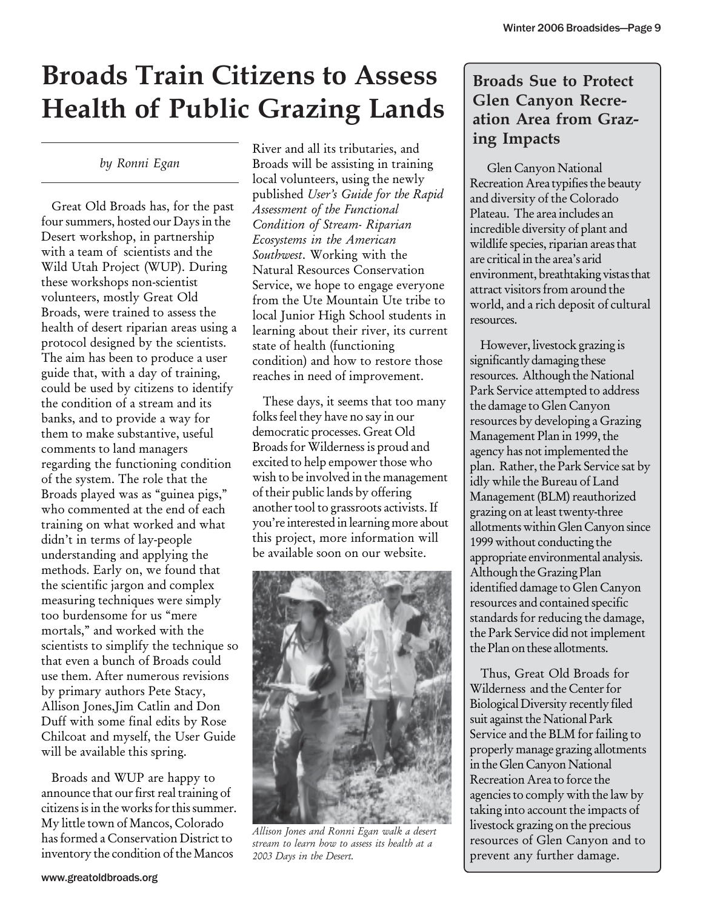# Broads Train Citizens to Assess Health of Public Grazing Lands

*by Ronni Egan*

Great Old Broads has, for the past four summers, hosted our Days in the Desert workshop, in partnership with a team of scientists and the Wild Utah Project (WUP). During these workshops non-scientist volunteers, mostly Great Old Broads, were trained to assess the health of desert riparian areas using a protocol designed by the scientists. The aim has been to produce a user guide that, with a day of training, could be used by citizens to identify the condition of a stream and its banks, and to provide a way for them to make substantive, useful comments to land managers regarding the functioning condition of the system. The role that the Broads played was as "guinea pigs," who commented at the end of each training on what worked and what didn't in terms of lay-people understanding and applying the methods. Early on, we found that the scientific jargon and complex measuring techniques were simply too burdensome for us "mere mortals," and worked with the scientists to simplify the technique so that even a bunch of Broads could use them. After numerous revisions by primary authors Pete Stacy, Allison Jones,Jim Catlin and Don Duff with some final edits by Rose Chilcoat and myself, the User Guide will be available this spring.

Broads and WUP are happy to announce that our first real training of citizens is in the works for this summer. My little town of Mancos, Colorado has formed a Conservation District to inventory the condition of the Mancos River and all its tributaries, and Broads will be assisting in training local volunteers, using the newly published *User's Guide for the Rapid Assessment of the Functional Condition of Stream- Riparian Ecosystems in the American Southwest*. Working with the Natural Resources Conservation Service, we hope to engage everyone from the Ute Mountain Ute tribe to local Junior High School students in learning about their river, its current state of health (functioning condition) and how to restore those reaches in need of improvement.

These days, it seems that too many folks feel they have no say in our democratic processes. Great Old Broads for Wilderness is proud and excited to help empower those who wish to be involved in the management of their public lands by offering another tool to grassroots activists. If you're interested in learning more about this project, more information will be available soon on our website.

*Allison Jones and Ronni Egan walk a desert stream to learn how to assess its health at a 2003 Days in the Desert.*

## Broads Sue to Protect Glen Canyon Recreation Area from Grazing Impacts

Glen Canyon National Recreation Area typifies the beauty and diversity of the Colorado Plateau. The area includes an incredible diversity of plant and wildlife species, riparian areas that are critical in the area's arid environment, breathtaking vistas that attract visitors from around the world, and a rich deposit of cultural resources.

However, livestock grazing is significantly damaging these resources. Although the National Park Service attempted to address the damage to Glen Canyon resources by developing a Grazing Management Plan in 1999, the agency has not implemented the plan. Rather, the Park Service sat by idly while the Bureau of Land Management (BLM) reauthorized grazing on at least twenty-three allotments within Glen Canyon since 1999 without conducting the appropriate environmental analysis. Although the Grazing Plan identified damage to Glen Canyon resources and contained specific standards for reducing the damage, the Park Service did not implement the Plan on these allotments.

Thus, Great Old Broads for Wilderness and the Center for Biological Diversity recently filed suit against the National Park Service and the BLM for failing to properly manage grazing allotments in the Glen Canyon National Recreation Area to force the agencies to comply with the law by taking into account the impacts of livestock grazing on the precious resources of Glen Canyon and to prevent any further damage.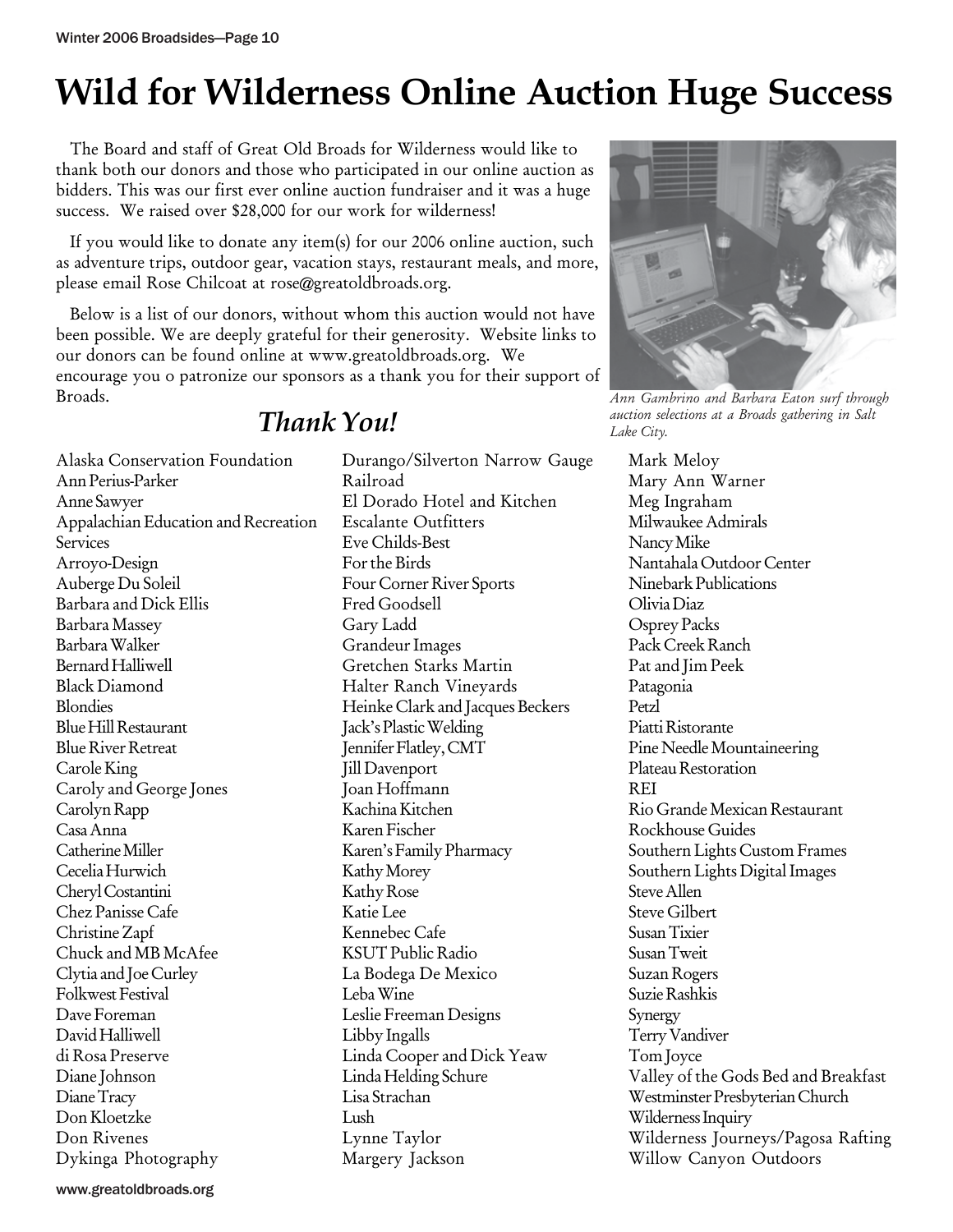# Wild for Wilderness Online Auction Huge Success

The Board and staff of Great Old Broads for Wilderness would like to thank both our donors and those who participated in our online auction as bidders. This was our first ever online auction fundraiser and it was a huge success. We raised over $28,000 for our work for wilderness!

If you would like to donate any item(s) for our 2006 online auction, such as adventure trips, outdoor gear, vacation stays, restaurant meals, and more, please email Rose Chilcoat at rose@greatoldbroads.org.

Below is a list of our donors, without whom this auction would not have been possible. We are deeply grateful for their generosity. Website links to our donors can be found online at www.greatoldbroads.org. We encourage you o patronize our sponsors as a thank you for their support of Broads.

*Ann Gambrino and Barbara Eaton surf through auction selections at a Broads gathering in Salt Lake City.*

## *Thank You!*

Alaska Conservation Foundation
Ann Perius-Parker
Anne Sawyer
Appalachian Education and Recreation Services
Arroyo-Design
Auberge Du Soleil
Barbara and Dick Ellis
Barbara Massey
Barbara Walker
Bernard Halliwell
Black Diamond
Blondies
Blue Hill Restaurant
Blue River Retreat
Carole King
Caroly and George Jones
Carolyn Rapp
Casa Anna
Catherine Miller
Cecelia Hurwich
Cheryl Costantini
Chez Panisse Cafe
Christine Zapf
Chuck and MB McAfee
Clytia and Joe Curley
Folkwest Festival
Dave Foreman
David Halliwell
di Rosa Preserve
Diane Johnson
Diane Tracy
Don Kloetzke
Don Rivenes
Dykinga Photography
Durango/Silverton Narrow Gauge Railroad
El Dorado Hotel and Kitchen
Escalante Outfitters
Eve Childs-Best
For the Birds
Four Corner River Sports
Fred Goodsell
Gary Ladd
Grandeur Images
Gretchen Starks Martin
Halter Ranch Vineyards
Heinke Clark and Jacques Beckers
Jack's Plastic Welding
Jennifer Flatley, CMT
Jill Davenport
Joan Hoffmann
Kachina Kitchen
Karen Fischer
Karen's Family Pharmacy
Kathy Morey
Kathy Rose
Katie Lee
Kennebec Cafe
KSUT Public Radio
La Bodega De Mexico
Leba Wine
Leslie Freeman Designs
Libby Ingalls
Linda Cooper and Dick Yeaw
Linda Helding Schure
Lisa Strachan
Lush
Lynne Taylor
Margery Jackson
Mark Meloy
Mary Ann Warner
Meg Ingraham
Milwaukee Admirals
Nancy Mike
Nantahala Outdoor Center
Ninebark Publications
Olivia Diaz
Osprey Packs
Pack Creek Ranch
Pat and Jim Peek
Patagonia
Petzl
Piatti Ristorante
Pine Needle Mountaineering
Plateau Restoration
REI
Rio Grande Mexican Restaurant
Rockhouse Guides
Southern Lights Custom Frames
Southern Lights Digital Images
Steve Allen
Steve Gilbert
Susan Tixier
Susan Tweit
Suzan Rogers
Suzie Rashkis
Synergy
Terry Vandiver
Tom Joyce
Valley of the Gods Bed and Breakfast
Westminster Presbyterian Church
Wilderness Inquiry
Wilderness Journeys/Pagosa Rafting
Willow Canyon Outdoors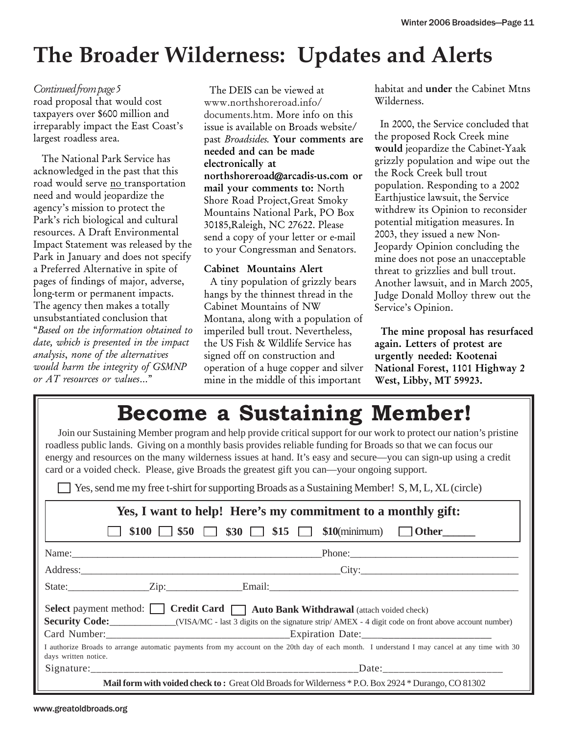# The Broader Wilderness: Updates and Alerts

*Continued from page 5*

road proposal that would cost taxpayers over $600 million and irreparably impact the East Coast's largest roadless area.

The National Park Service has acknowledged in the past that this road would serve no transportation need and would jeopardize the agency's mission to protect the Park's rich biological and cultural resources. A Draft Environmental Impact Statement was released by the Park in January and does not specify a Preferred Alternative in spite of pages of findings of major, adverse, long-term or permanent impacts. The agency then makes a totally unsubstantiated conclusion that "*Based on the information obtained to date, which is presented in the impact analysis, none of the alternatives would harm the integrity of GSMNP or AT resources or values...*"

The DEIS can be viewed at www.northshoreroad.info/documents.htm. More info on this issue is available on Broads website/past *Broadsides*. **Your comments are needed and can be made electronically at northshoreroad@arcadis-us.com or mail your comments to:** North Shore Road Project,Great Smoky Mountains National Park, PO Box 30185,Raleigh, NC 27622. Please send a copy of your letter or e-mail to your Congressman and Senators.

**Cabinet Mountains Alert**

A tiny population of grizzly bears hangs by the thinnest thread in the Cabinet Mountains of NW Montana, along with a population of imperiled bull trout. Nevertheless, the US Fish & Wildlife Service has signed off on construction and operation of a huge copper and silver mine in the middle of this important habitat and **under** the Cabinet Mtns Wilderness.

In 2000, the Service concluded that the proposed Rock Creek mine **would** jeopardize the Cabinet-Yaak grizzly population and wipe out the the Rock Creek bull trout population. Responding to a 2002 Earthjustice lawsuit, the Service withdrew its Opinion to reconsider potential mitigation measures. In 2003, they issued a new Non-Jeopardy Opinion concluding the mine does not pose an unacceptable threat to grizzlies and bull trout. Another lawsuit, and in March 2005, Judge Donald Molloy threw out the Service's Opinion.

**The mine proposal has resurfaced again. Letters of protest are urgently needed: Kootenai National Forest, 1101 Highway 2 West, Libby, MT 59923.**

# Become a Sustaining Member!

Join our Sustaining Member program and help provide critical support for our work to protect our nation's pristine roadless public lands. Giving on a monthly basis provides reliable funding for Broads so that we can focus our energy and resources on the many wilderness issues at hand. It's easy and secure—you can sign-up using a credit card or a voided check. Please, give Broads the greatest gift you can—your ongoing support.

☐ Yes, send me my free t-shirt for supporting Broads as a Sustaining Member! S, M, L, XL (circle)

**Yes, I want to help! Here's my commitment to a monthly gift:**

☐ **$100** ☐ **$50** ☐ **$30** ☐ **$15** ☐ **$10**(minimum) ☐ **Other______**

Name:__________________________________________________Phone:_________________________________

Address:__________________________________________________City:_______________________________

State:________________Zip:_______________Email:__________________________________________________

Select payment method: ☐ **Credit Card** ☐ **Auto Bank Withdrawal** (attach voided check)

**Security Code:**_____________(VISA/MC - last 3 digits on the signature strip/ AMEX - 4 digit code on front above account number)

Card Number:___________________________________Expiration Date:_________________________

I authorize Broads to arrange automatic payments from my account on the 20th day of each month. I understand I may cancel at any time with 30 days written notice.

Signature:______________________________________________________Date:_______________________

**Mail form with voided check to :** Great Old Broads for Wilderness * P.O. Box 2924 * Durango, CO 81302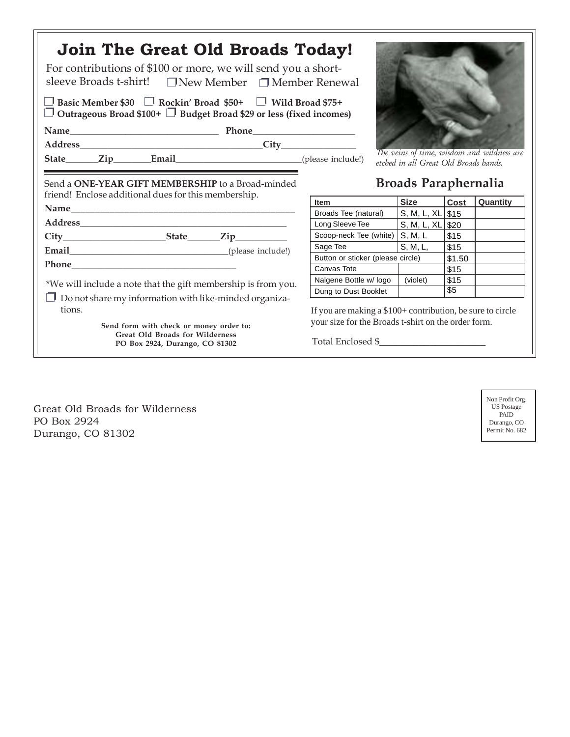# Join The Great Old Broads Today!

For contributions of $100 or more, we will send you a short-sleeve Broads t-shirt! ❐ New Member ❐ Member Renewal

❐ **Basic Member $30** ❐ **Rockin' Broad $50+** ❐ **Wild Broad $75+**
❐ **Outrageous Broad $100+** ❐ **Budget Broad $29 or less (fixed incomes)**

**Name**_______________________________ **Phone**_____________________

**Address**______________________________________**City**________________

**State**_______**Zip**________**Email**__________________________(please include!)

*The veins of time, wisdom and wildness are etched in all Great Old Broads hands.*

Send a **ONE-YEAR GIFT MEMBERSHIP** to a Broad-minded friend! Enclose additional dues for this membership.

**Name**_______________________________________________

**Address**_____________________________________________

**City**______________________**State**_______**Zip**___________

**Email**__________________________________(please include!)

**Phone**___________________________________

*We will include a note that the gift membership is from you.

❐ Do not share my information with like-minded organizations.

**Send form with check or money order to:**
**Great Old Broads for Wilderness**
**PO Box 2924, Durango, CO 81302**

## Broads Paraphernalia

| Item | Size | Cost | Quantity |
|---|---|---|---|
| Broads Tee (natural) | S, M, L, XL | $15 | |
| Long Sleeve Tee | S, M, L, XL | $20 | |
| Scoop-neck Tee (white) | S, M, L | $15 | |
| Sage Tee | S, M, L, | $15 | |
| Button or sticker (please circle) | | $1.50 | |
| Canvas Tote | | $15 | |
| Nalgene Bottle w/ logo | (violet) | $15 | |
| Dung to Dust Booklet | | $5 | |

If you are making a $100+ contribution, be sure to circle your size for the Broads t-shirt on the order form.

Total Enclosed $______________________

Great Old Broads for Wilderness
PO Box 2924
Durango, CO 81302

Non Profit Org.
US Postage
PAID
Durango, CO
Permit No. 682